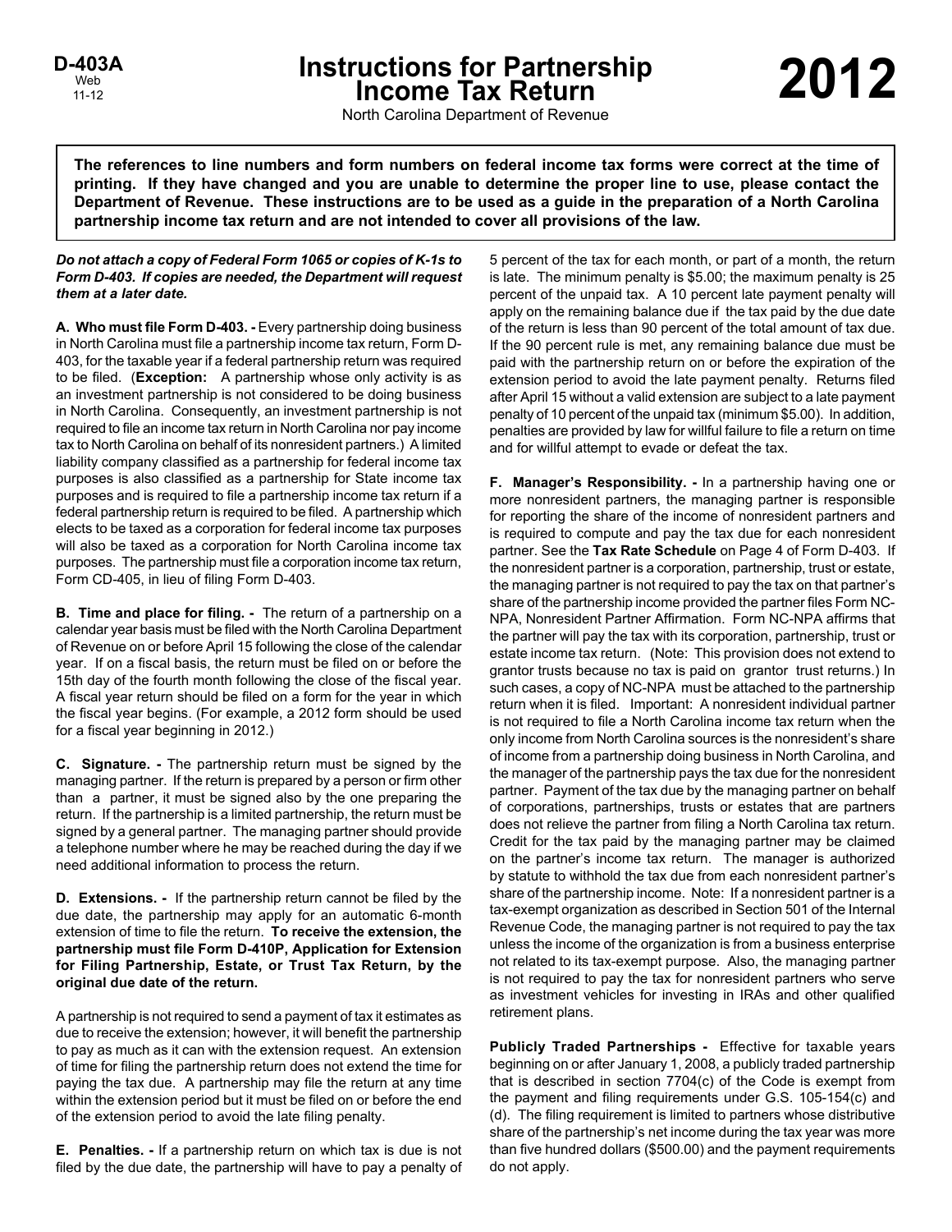D-403A
Web
11-12

# Instructions for Partnership Income Tax Return

# 2012

North Carolina Department of Revenue

**The references to line numbers and form numbers on federal income tax forms were correct at the time of printing. If they have changed and you are unable to determine the proper line to use, please contact the Department of Revenue. These instructions are to be used as a guide in the preparation of a North Carolina partnership income tax return and are not intended to cover all provisions of the law.**

***Do not attach a copy of Federal Form 1065 or copies of K-1s to Form D-403. If copies are needed, the Department will request them at a later date.***

**A. Who must file Form D-403. -** Every partnership doing business in North Carolina must file a partnership income tax return, Form D-403, for the taxable year if a federal partnership return was required to be filed. (**Exception:** A partnership whose only activity is as an investment partnership is not considered to be doing business in North Carolina. Consequently, an investment partnership is not required to file an income tax return in North Carolina nor pay income tax to North Carolina on behalf of its nonresident partners.) A limited liability company classified as a partnership for federal income tax purposes is also classified as a partnership for State income tax purposes and is required to file a partnership income tax return if a federal partnership return is required to be filed. A partnership which elects to be taxed as a corporation for federal income tax purposes will also be taxed as a corporation for North Carolina income tax purposes. The partnership must file a corporation income tax return, Form CD-405, in lieu of filing Form D-403.

**B. Time and place for filing. -** The return of a partnership on a calendar year basis must be filed with the North Carolina Department of Revenue on or before April 15 following the close of the calendar year. If on a fiscal basis, the return must be filed on or before the 15th day of the fourth month following the close of the fiscal year. A fiscal year return should be filed on a form for the year in which the fiscal year begins. (For example, a 2012 form should be used for a fiscal year beginning in 2012.)

**C. Signature. -** The partnership return must be signed by the managing partner. If the return is prepared by a person or firm other than a partner, it must be signed also by the one preparing the return. If the partnership is a limited partnership, the return must be signed by a general partner. The managing partner should provide a telephone number where he may be reached during the day if we need additional information to process the return.

**D. Extensions. -** If the partnership return cannot be filed by the due date, the partnership may apply for an automatic 6-month extension of time to file the return. **To receive the extension, the partnership must file Form D-410P, Application for Extension for Filing Partnership, Estate, or Trust Tax Return, by the original due date of the return.**

A partnership is not required to send a payment of tax it estimates as due to receive the extension; however, it will benefit the partnership to pay as much as it can with the extension request. An extension of time for filing the partnership return does not extend the time for paying the tax due. A partnership may file the return at any time within the extension period but it must be filed on or before the end of the extension period to avoid the late filing penalty.

**E. Penalties. -** If a partnership return on which tax is due is not filed by the due date, the partnership will have to pay a penalty of 5 percent of the tax for each month, or part of a month, the return is late. The minimum penalty is $5.00; the maximum penalty is 25 percent of the unpaid tax. A 10 percent late payment penalty will apply on the remaining balance due if the tax paid by the due date of the return is less than 90 percent of the total amount of tax due. If the 90 percent rule is met, any remaining balance due must be paid with the partnership return on or before the expiration of the extension period to avoid the late payment penalty. Returns filed after April 15 without a valid extension are subject to a late payment penalty of 10 percent of the unpaid tax (minimum $5.00). In addition, penalties are provided by law for willful failure to file a return on time and for willful attempt to evade or defeat the tax.

**F. Manager's Responsibility. -** In a partnership having one or more nonresident partners, the managing partner is responsible for reporting the share of the income of nonresident partners and is required to compute and pay the tax due for each nonresident partner. See the **Tax Rate Schedule** on Page 4 of Form D-403. If the nonresident partner is a corporation, partnership, trust or estate, the managing partner is not required to pay the tax on that partner's share of the partnership income provided the partner files Form NC-NPA, Nonresident Partner Affirmation. Form NC-NPA affirms that the partner will pay the tax with its corporation, partnership, trust or estate income tax return. (Note: This provision does not extend to grantor trusts because no tax is paid on grantor trust returns.) In such cases, a copy of NC-NPA must be attached to the partnership return when it is filed. Important: A nonresident individual partner is not required to file a North Carolina income tax return when the only income from North Carolina sources is the nonresident's share of income from a partnership doing business in North Carolina, and the manager of the partnership pays the tax due for the nonresident partner. Payment of the tax due by the managing partner on behalf of corporations, partnerships, trusts or estates that are partners does not relieve the partner from filing a North Carolina tax return. Credit for the tax paid by the managing partner may be claimed on the partner's income tax return. The manager is authorized by statute to withhold the tax due from each nonresident partner's share of the partnership income. Note: If a nonresident partner is a tax-exempt organization as described in Section 501 of the Internal Revenue Code, the managing partner is not required to pay the tax unless the income of the organization is from a business enterprise not related to its tax-exempt purpose. Also, the managing partner is not required to pay the tax for nonresident partners who serve as investment vehicles for investing in IRAs and other qualified retirement plans.

**Publicly Traded Partnerships -** Effective for taxable years beginning on or after January 1, 2008, a publicly traded partnership that is described in section 7704(c) of the Code is exempt from the payment and filing requirements under G.S. 105-154(c) and (d). The filing requirement is limited to partners whose distributive share of the partnership's net income during the tax year was more than five hundred dollars ($500.00) and the payment requirements do not apply.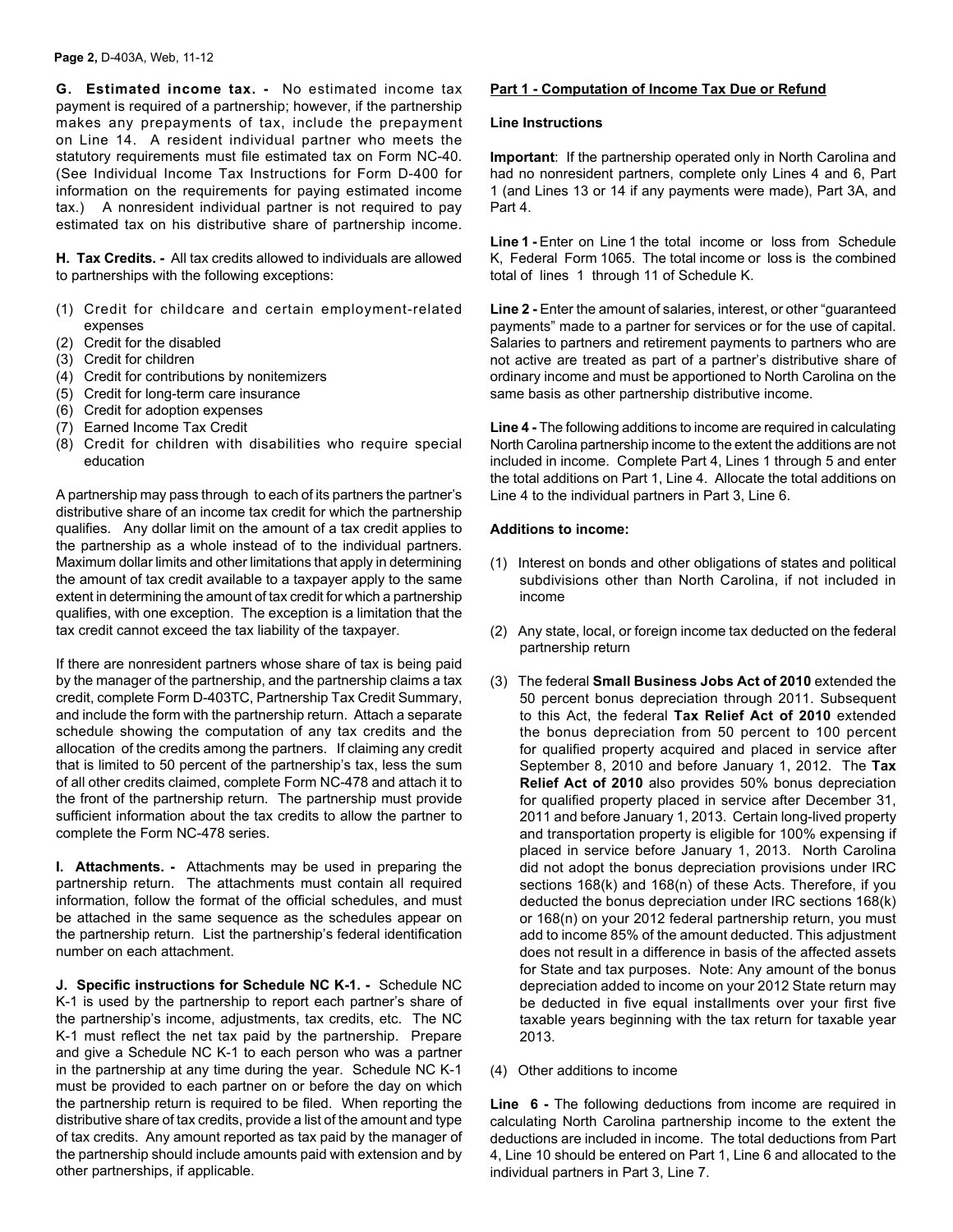**G. Estimated income tax. -** No estimated income tax payment is required of a partnership; however, if the partnership makes any prepayments of tax, include the prepayment on Line 14. A resident individual partner who meets the statutory requirements must file estimated tax on Form NC-40. (See Individual Income Tax Instructions for Form D-400 for information on the requirements for paying estimated income tax.) A nonresident individual partner is not required to pay estimated tax on his distributive share of partnership income.

**H. Tax Credits. -** All tax credits allowed to individuals are allowed to partnerships with the following exceptions:

(1) Credit for childcare and certain employment-related expenses
(2) Credit for the disabled
(3) Credit for children
(4) Credit for contributions by nonitemizers
(5) Credit for long-term care insurance
(6) Credit for adoption expenses
(7) Earned Income Tax Credit
(8) Credit for children with disabilities who require special education

A partnership may pass through to each of its partners the partner's distributive share of an income tax credit for which the partnership qualifies. Any dollar limit on the amount of a tax credit applies to the partnership as a whole instead of to the individual partners. Maximum dollar limits and other limitations that apply in determining the amount of tax credit available to a taxpayer apply to the same extent in determining the amount of tax credit for which a partnership qualifies, with one exception. The exception is a limitation that the tax credit cannot exceed the tax liability of the taxpayer.

If there are nonresident partners whose share of tax is being paid by the manager of the partnership, and the partnership claims a tax credit, complete Form D-403TC, Partnership Tax Credit Summary, and include the form with the partnership return. Attach a separate schedule showing the computation of any tax credits and the allocation of the credits among the partners. If claiming any credit that is limited to 50 percent of the partnership's tax, less the sum of all other credits claimed, complete Form NC-478 and attach it to the front of the partnership return. The partnership must provide sufficient information about the tax credits to allow the partner to complete the Form NC-478 series.

**I. Attachments. -** Attachments may be used in preparing the partnership return. The attachments must contain all required information, follow the format of the official schedules, and must be attached in the same sequence as the schedules appear on the partnership return. List the partnership's federal identification number on each attachment.

**J. Specific instructions for Schedule NC K-1. -** Schedule NC K-1 is used by the partnership to report each partner's share of the partnership's income, adjustments, tax credits, etc. The NC K-1 must reflect the net tax paid by the partnership. Prepare and give a Schedule NC K-1 to each person who was a partner in the partnership at any time during the year. Schedule NC K-1 must be provided to each partner on or before the day on which the partnership return is required to be filed. When reporting the distributive share of tax credits, provide a list of the amount and type of tax credits. Any amount reported as tax paid by the manager of the partnership should include amounts paid with extension and by other partnerships, if applicable.

## Part 1 - Computation of Income Tax Due or Refund

**Line Instructions**

**Important**: If the partnership operated only in North Carolina and had no nonresident partners, complete only Lines 4 and 6, Part 1 (and Lines 13 or 14 if any payments were made), Part 3A, and Part 4.

**Line 1 -** Enter on Line 1 the total income or loss from Schedule K, Federal Form 1065. The total income or loss is the combined total of lines 1 through 11 of Schedule K.

**Line 2 -** Enter the amount of salaries, interest, or other "guaranteed payments" made to a partner for services or for the use of capital. Salaries to partners and retirement payments to partners who are not active are treated as part of a partner's distributive share of ordinary income and must be apportioned to North Carolina on the same basis as other partnership distributive income.

**Line 4 -** The following additions to income are required in calculating North Carolina partnership income to the extent the additions are not included in income. Complete Part 4, Lines 1 through 5 and enter the total additions on Part 1, Line 4. Allocate the total additions on Line 4 to the individual partners in Part 3, Line 6.

**Additions to income:**

(1) Interest on bonds and other obligations of states and political subdivisions other than North Carolina, if not included in income

(2) Any state, local, or foreign income tax deducted on the federal partnership return

(3) The federal **Small Business Jobs Act of 2010** extended the 50 percent bonus depreciation through 2011. Subsequent to this Act, the federal **Tax Relief Act of 2010** extended the bonus depreciation from 50 percent to 100 percent for qualified property acquired and placed in service after September 8, 2010 and before January 1, 2012. The **Tax Relief Act of 2010** also provides 50% bonus depreciation for qualified property placed in service after December 31, 2011 and before January 1, 2013. Certain long-lived property and transportation property is eligible for 100% expensing if placed in service before January 1, 2013. North Carolina did not adopt the bonus depreciation provisions under IRC sections 168(k) and 168(n) of these Acts. Therefore, if you deducted the bonus depreciation under IRC sections 168(k) or 168(n) on your 2012 federal partnership return, you must add to income 85% of the amount deducted. This adjustment does not result in a difference in basis of the affected assets for State and tax purposes. Note: Any amount of the bonus depreciation added to income on your 2012 State return may be deducted in five equal installments over your first five taxable years beginning with the tax return for taxable year 2013.

(4) Other additions to income

**Line 6 -** The following deductions from income are required in calculating North Carolina partnership income to the extent the deductions are included in income. The total deductions from Part 4, Line 10 should be entered on Part 1, Line 6 and allocated to the individual partners in Part 3, Line 7.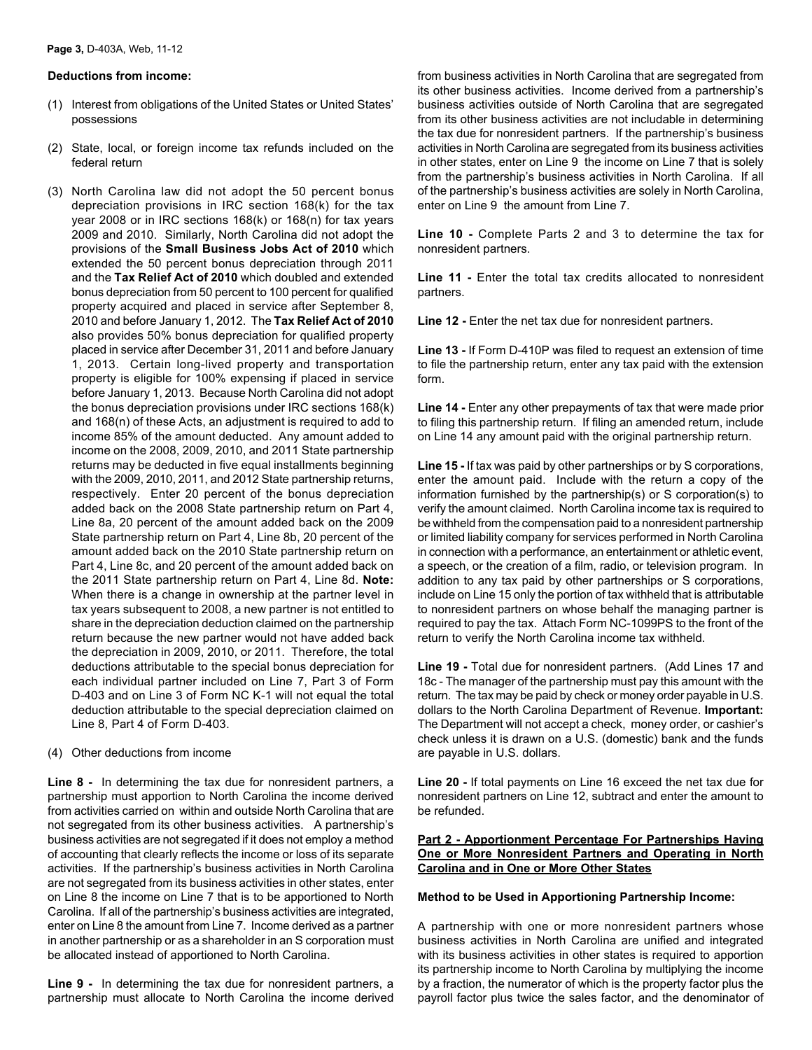**Deductions from income:**

(1) Interest from obligations of the United States or United States' possessions

(2) State, local, or foreign income tax refunds included on the federal return

(3) North Carolina law did not adopt the 50 percent bonus depreciation provisions in IRC section 168(k) for the tax year 2008 or in IRC sections 168(k) or 168(n) for tax years 2009 and 2010. Similarly, North Carolina did not adopt the provisions of the **Small Business Jobs Act of 2010** which extended the 50 percent bonus depreciation through 2011 and the **Tax Relief Act of 2010** which doubled and extended bonus depreciation from 50 percent to 100 percent for qualified property acquired and placed in service after September 8, 2010 and before January 1, 2012. The **Tax Relief Act of 2010** also provides 50% bonus depreciation for qualified property placed in service after December 31, 2011 and before January 1, 2013. Certain long-lived property and transportation property is eligible for 100% expensing if placed in service before January 1, 2013. Because North Carolina did not adopt the bonus depreciation provisions under IRC sections 168(k) and 168(n) of these Acts, an adjustment is required to add to income 85% of the amount deducted. Any amount added to income on the 2008, 2009, 2010, and 2011 State partnership returns may be deducted in five equal installments beginning with the 2009, 2010, 2011, and 2012 State partnership returns, respectively. Enter 20 percent of the bonus depreciation added back on the 2008 State partnership return on Part 4, Line 8a, 20 percent of the amount added back on the 2009 State partnership return on Part 4, Line 8b, 20 percent of the amount added back on the 2010 State partnership return on Part 4, Line 8c, and 20 percent of the amount added back on the 2011 State partnership return on Part 4, Line 8d. **Note:** When there is a change in ownership at the partner level in tax years subsequent to 2008, a new partner is not entitled to share in the depreciation deduction claimed on the partnership return because the new partner would not have added back the depreciation in 2009, 2010, or 2011. Therefore, the total deductions attributable to the special bonus depreciation for each individual partner included on Line 7, Part 3 of Form D-403 and on Line 3 of Form NC K-1 will not equal the total deduction attributable to the special depreciation claimed on Line 8, Part 4 of Form D-403.

(4) Other deductions from income

**Line 8 -** In determining the tax due for nonresident partners, a partnership must apportion to North Carolina the income derived from activities carried on within and outside North Carolina that are not segregated from its other business activities. A partnership's business activities are not segregated if it does not employ a method of accounting that clearly reflects the income or loss of its separate activities. If the partnership's business activities in North Carolina are not segregated from its business activities in other states, enter on Line 8 the income on Line 7 that is to be apportioned to North Carolina. If all of the partnership's business activities are integrated, enter on Line 8 the amount from Line 7. Income derived as a partner in another partnership or as a shareholder in an S corporation must be allocated instead of apportioned to North Carolina.

**Line 9 -** In determining the tax due for nonresident partners, a partnership must allocate to North Carolina the income derived from business activities in North Carolina that are segregated from its other business activities. Income derived from a partnership's business activities outside of North Carolina that are segregated from its other business activities are not includable in determining the tax due for nonresident partners. If the partnership's business activities in North Carolina are segregated from its business activities in other states, enter on Line 9 the income on Line 7 that is solely from the partnership's business activities in North Carolina. If all of the partnership's business activities are solely in North Carolina, enter on Line 9 the amount from Line 7.

**Line 10 -** Complete Parts 2 and 3 to determine the tax for nonresident partners.

**Line 11 -** Enter the total tax credits allocated to nonresident partners.

**Line 12 -** Enter the net tax due for nonresident partners.

**Line 13 -** If Form D-410P was filed to request an extension of time to file the partnership return, enter any tax paid with the extension form.

**Line 14 -** Enter any other prepayments of tax that were made prior to filing this partnership return. If filing an amended return, include on Line 14 any amount paid with the original partnership return.

**Line 15 -** If tax was paid by other partnerships or by S corporations, enter the amount paid. Include with the return a copy of the information furnished by the partnership(s) or S corporation(s) to verify the amount claimed. North Carolina income tax is required to be withheld from the compensation paid to a nonresident partnership or limited liability company for services performed in North Carolina in connection with a performance, an entertainment or athletic event, a speech, or the creation of a film, radio, or television program. In addition to any tax paid by other partnerships or S corporations, include on Line 15 only the portion of tax withheld that is attributable to nonresident partners on whose behalf the managing partner is required to pay the tax. Attach Form NC-1099PS to the front of the return to verify the North Carolina income tax withheld.

**Line 19 -** Total due for nonresident partners. (Add Lines 17 and 18c - The manager of the partnership must pay this amount with the return. The tax may be paid by check or money order payable in U.S. dollars to the North Carolina Department of Revenue. **Important:** The Department will not accept a check, money order, or cashier's check unless it is drawn on a U.S. (domestic) bank and the funds are payable in U.S. dollars.

**Line 20 -** If total payments on Line 16 exceed the net tax due for nonresident partners on Line 12, subtract and enter the amount to be refunded.

**Part 2 - Apportionment Percentage For Partnerships Having One or More Nonresident Partners and Operating in North Carolina and in One or More Other States**

**Method to be Used in Apportioning Partnership Income:**

A partnership with one or more nonresident partners whose business activities in North Carolina are unified and integrated with its business activities in other states is required to apportion its partnership income to North Carolina by multiplying the income by a fraction, the numerator of which is the property factor plus the payroll factor plus twice the sales factor, and the denominator of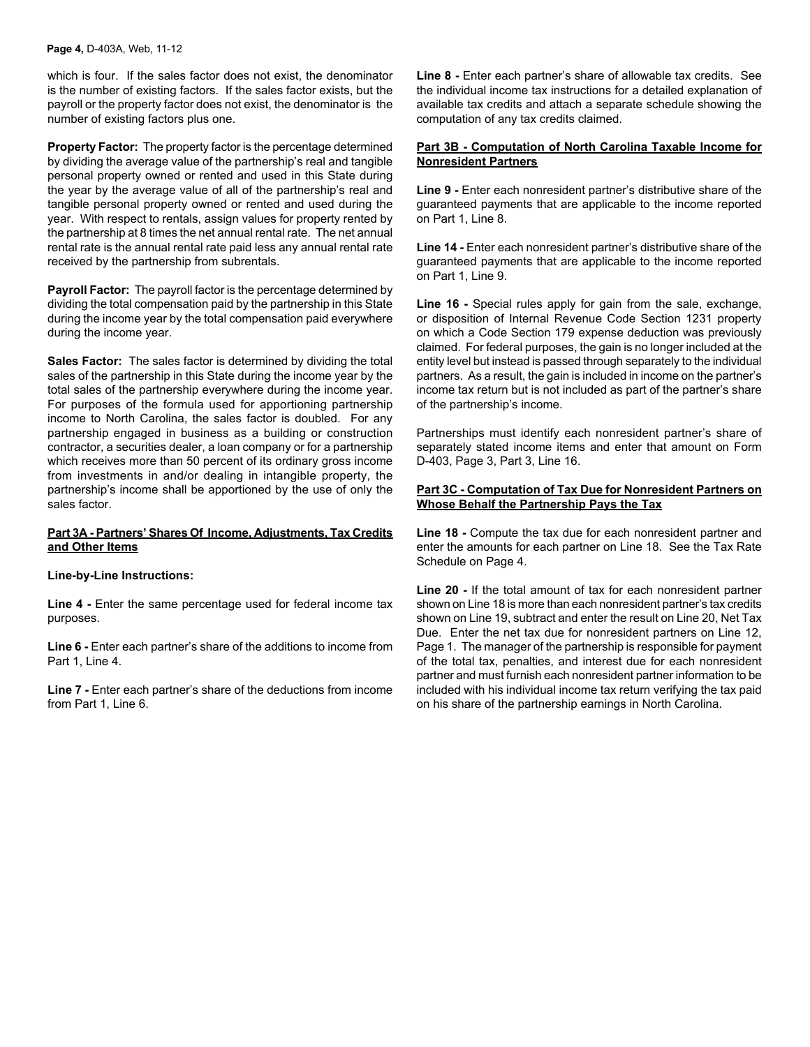which is four. If the sales factor does not exist, the denominator is the number of existing factors. If the sales factor exists, but the payroll or the property factor does not exist, the denominator is the number of existing factors plus one.

**Property Factor:** The property factor is the percentage determined by dividing the average value of the partnership's real and tangible personal property owned or rented and used in this State during the year by the average value of all of the partnership's real and tangible personal property owned or rented and used during the year. With respect to rentals, assign values for property rented by the partnership at 8 times the net annual rental rate. The net annual rental rate is the annual rental rate paid less any annual rental rate received by the partnership from subrentals.

**Payroll Factor:** The payroll factor is the percentage determined by dividing the total compensation paid by the partnership in this State during the income year by the total compensation paid everywhere during the income year.

**Sales Factor:** The sales factor is determined by dividing the total sales of the partnership in this State during the income year by the total sales of the partnership everywhere during the income year. For purposes of the formula used for apportioning partnership income to North Carolina, the sales factor is doubled. For any partnership engaged in business as a building or construction contractor, a securities dealer, a loan company or for a partnership which receives more than 50 percent of its ordinary gross income from investments in and/or dealing in intangible property, the partnership's income shall be apportioned by the use of only the sales factor.

**Part 3A - Partners' Shares Of Income, Adjustments, Tax Credits and Other Items**

**Line-by-Line Instructions:**

**Line 4 -** Enter the same percentage used for federal income tax purposes.

**Line 6 -** Enter each partner's share of the additions to income from Part 1, Line 4.

**Line 7 -** Enter each partner's share of the deductions from income from Part 1, Line 6.

**Line 8 -** Enter each partner's share of allowable tax credits. See the individual income tax instructions for a detailed explanation of available tax credits and attach a separate schedule showing the computation of any tax credits claimed.

**Part 3B - Computation of North Carolina Taxable Income for Nonresident Partners**

**Line 9 -** Enter each nonresident partner's distributive share of the guaranteed payments that are applicable to the income reported on Part 1, Line 8.

**Line 14 -** Enter each nonresident partner's distributive share of the guaranteed payments that are applicable to the income reported on Part 1, Line 9.

**Line 16 -** Special rules apply for gain from the sale, exchange, or disposition of Internal Revenue Code Section 1231 property on which a Code Section 179 expense deduction was previously claimed. For federal purposes, the gain is no longer included at the entity level but instead is passed through separately to the individual partners. As a result, the gain is included in income on the partner's income tax return but is not included as part of the partner's share of the partnership's income.

Partnerships must identify each nonresident partner's share of separately stated income items and enter that amount on Form D-403, Page 3, Part 3, Line 16.

**Part 3C - Computation of Tax Due for Nonresident Partners on Whose Behalf the Partnership Pays the Tax**

**Line 18 -** Compute the tax due for each nonresident partner and enter the amounts for each partner on Line 18. See the Tax Rate Schedule on Page 4.

**Line 20 -** If the total amount of tax for each nonresident partner shown on Line 18 is more than each nonresident partner's tax credits shown on Line 19, subtract and enter the result on Line 20, Net Tax Due. Enter the net tax due for nonresident partners on Line 12, Page 1. The manager of the partnership is responsible for payment of the total tax, penalties, and interest due for each nonresident partner and must furnish each nonresident partner information to be included with his individual income tax return verifying the tax paid on his share of the partnership earnings in North Carolina.